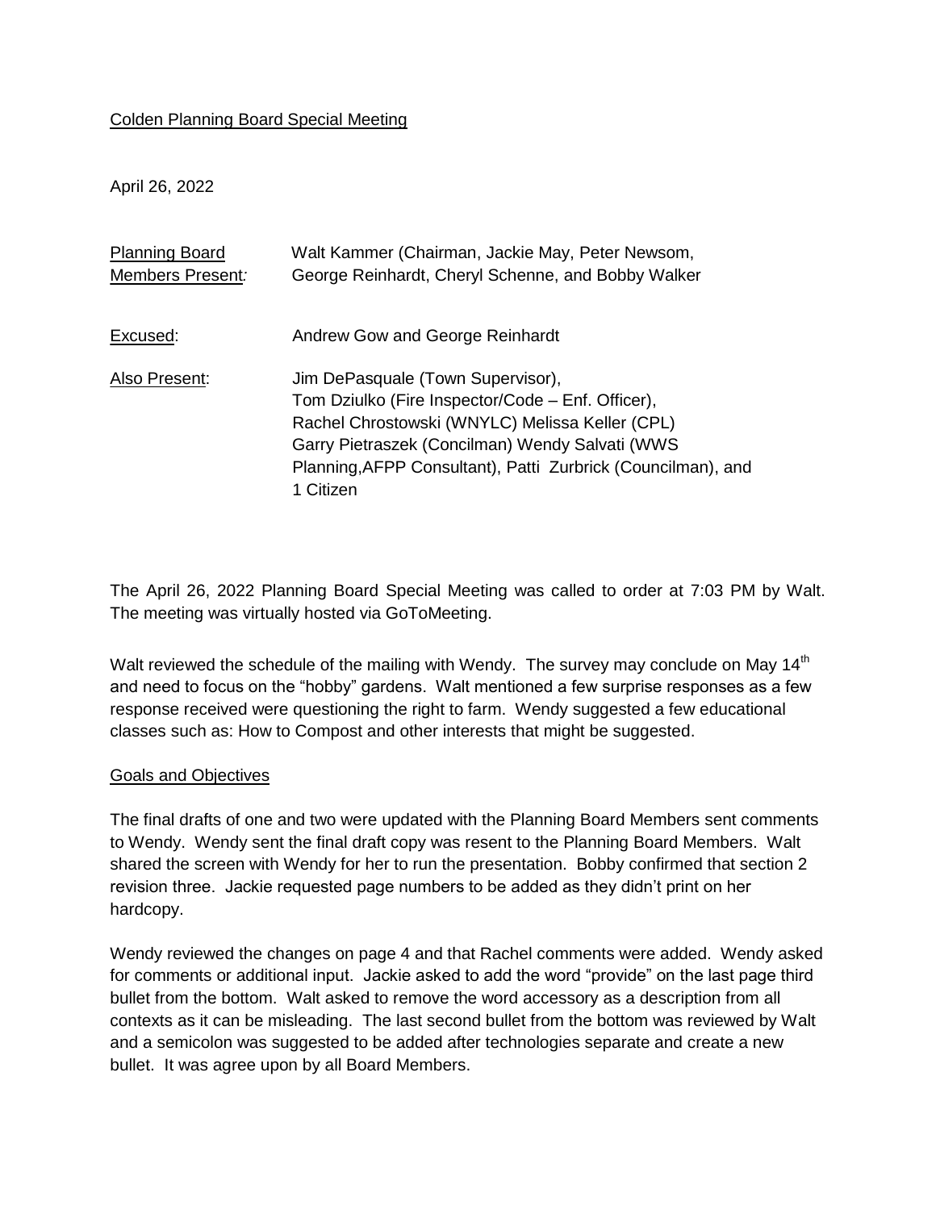Colden Planning Board Special Meeting

April 26, 2022

| | |
|---|---|
| Planning Board Members Present: | Walt Kammer (Chairman, Jackie May, Peter Newsom, George Reinhardt, Cheryl Schenne, and Bobby Walker |
| Excused: | Andrew Gow and George Reinhardt |
| Also Present: | Jim DePasquale (Town Supervisor), Tom Dziulko (Fire Inspector/Code – Enf. Officer), Rachel Chrostowski (WNYLC) Melissa Keller (CPL) Garry Pietraszek (Concilman) Wendy Salvati (WWS Planning,AFPP Consultant), Patti Zurbrick (Councilman), and 1 Citizen |

The April 26, 2022 Planning Board Special Meeting was called to order at 7:03 PM by Walt. The meeting was virtually hosted via GoToMeeting.

Walt reviewed the schedule of the mailing with Wendy. The survey may conclude on May 14th and need to focus on the "hobby" gardens. Walt mentioned a few surprise responses as a few response received were questioning the right to farm. Wendy suggested a few educational classes such as: How to Compost and other interests that might be suggested.

Goals and Objectives

The final drafts of one and two were updated with the Planning Board Members sent comments to Wendy. Wendy sent the final draft copy was resent to the Planning Board Members. Walt shared the screen with Wendy for her to run the presentation. Bobby confirmed that section 2 revision three. Jackie requested page numbers to be added as they didn't print on her hardcopy.

Wendy reviewed the changes on page 4 and that Rachel comments were added. Wendy asked for comments or additional input. Jackie asked to add the word "provide" on the last page third bullet from the bottom. Walt asked to remove the word accessory as a description from all contexts as it can be misleading. The last second bullet from the bottom was reviewed by Walt and a semicolon was suggested to be added after technologies separate and create a new bullet. It was agree upon by all Board Members.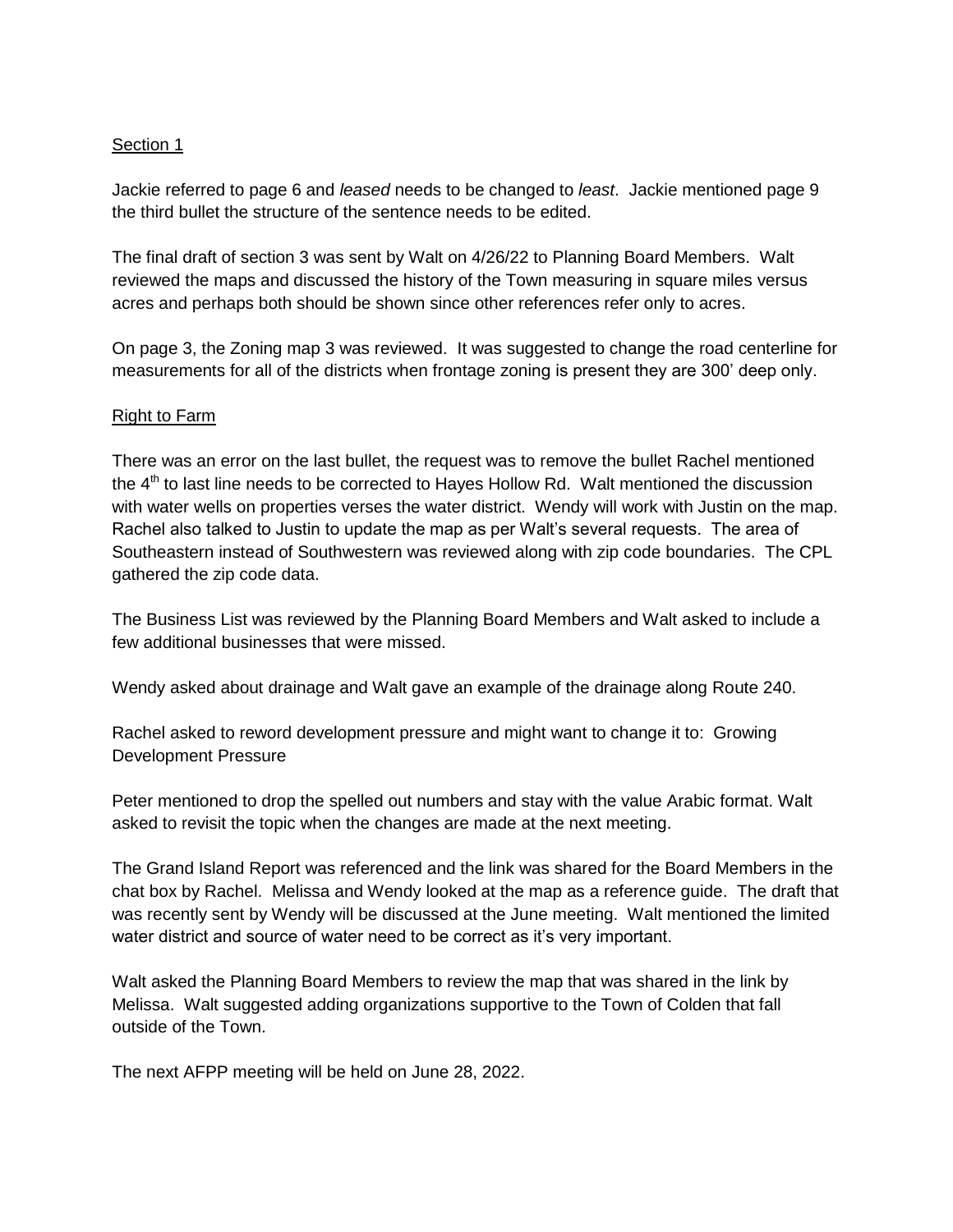Section 1

Jackie referred to page 6 and *leased* needs to be changed to *least*. Jackie mentioned page 9 the third bullet the structure of the sentence needs to be edited.

The final draft of section 3 was sent by Walt on 4/26/22 to Planning Board Members. Walt reviewed the maps and discussed the history of the Town measuring in square miles versus acres and perhaps both should be shown since other references refer only to acres.

On page 3, the Zoning map 3 was reviewed. It was suggested to change the road centerline for measurements for all of the districts when frontage zoning is present they are 300' deep only.

Right to Farm

There was an error on the last bullet, the request was to remove the bullet Rachel mentioned the 4th to last line needs to be corrected to Hayes Hollow Rd. Walt mentioned the discussion with water wells on properties verses the water district. Wendy will work with Justin on the map. Rachel also talked to Justin to update the map as per Walt's several requests. The area of Southeastern instead of Southwestern was reviewed along with zip code boundaries. The CPL gathered the zip code data.

The Business List was reviewed by the Planning Board Members and Walt asked to include a few additional businesses that were missed.

Wendy asked about drainage and Walt gave an example of the drainage along Route 240.

Rachel asked to reword development pressure and might want to change it to: Growing Development Pressure

Peter mentioned to drop the spelled out numbers and stay with the value Arabic format. Walt asked to revisit the topic when the changes are made at the next meeting.

The Grand Island Report was referenced and the link was shared for the Board Members in the chat box by Rachel. Melissa and Wendy looked at the map as a reference guide. The draft that was recently sent by Wendy will be discussed at the June meeting. Walt mentioned the limited water district and source of water need to be correct as it's very important.

Walt asked the Planning Board Members to review the map that was shared in the link by Melissa. Walt suggested adding organizations supportive to the Town of Colden that fall outside of the Town.

The next AFPP meeting will be held on June 28, 2022.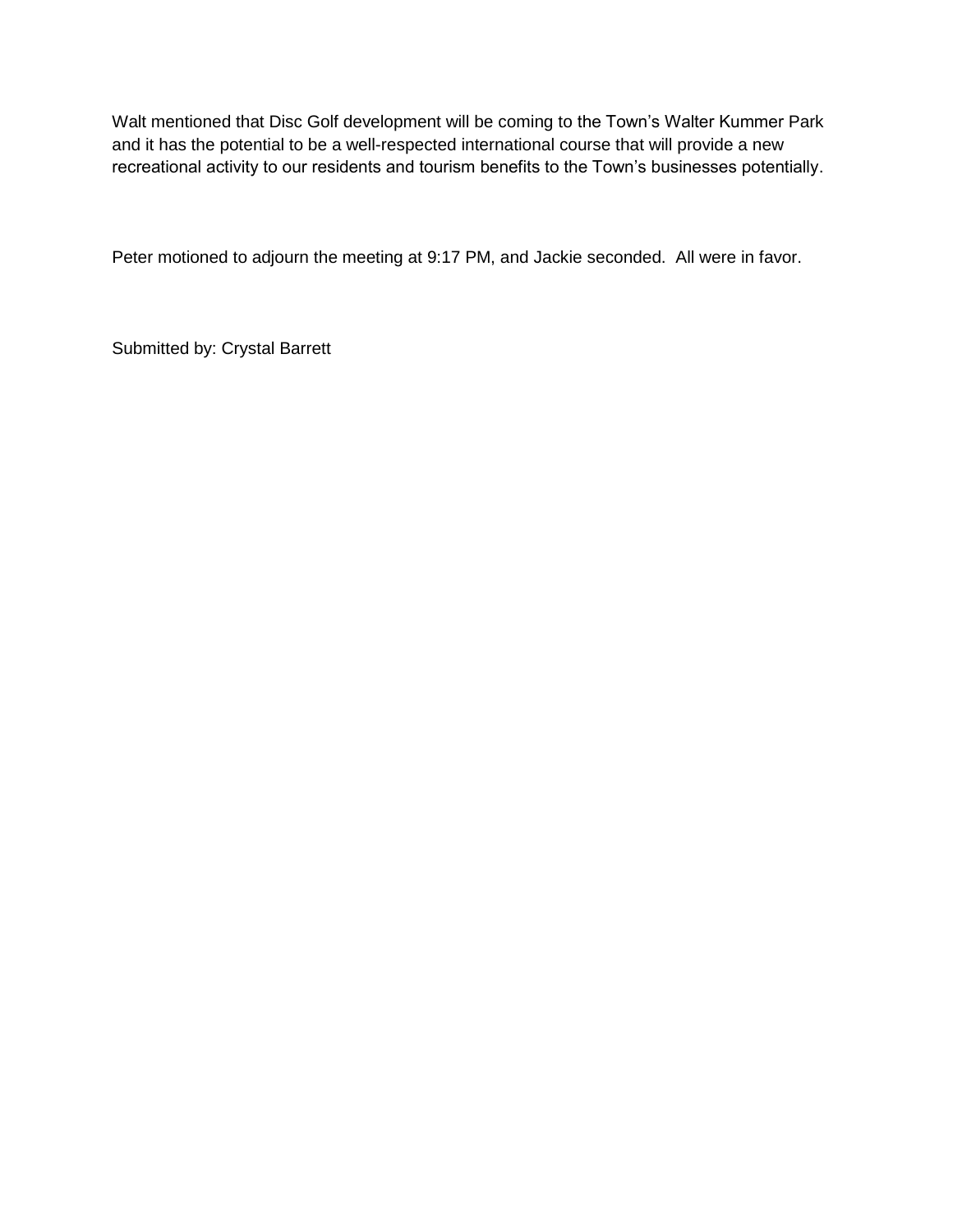Walt mentioned that Disc Golf development will be coming to the Town's Walter Kummer Park and it has the potential to be a well-respected international course that will provide a new recreational activity to our residents and tourism benefits to the Town's businesses potentially.

Peter motioned to adjourn the meeting at 9:17 PM, and Jackie seconded. All were in favor.

Submitted by: Crystal Barrett